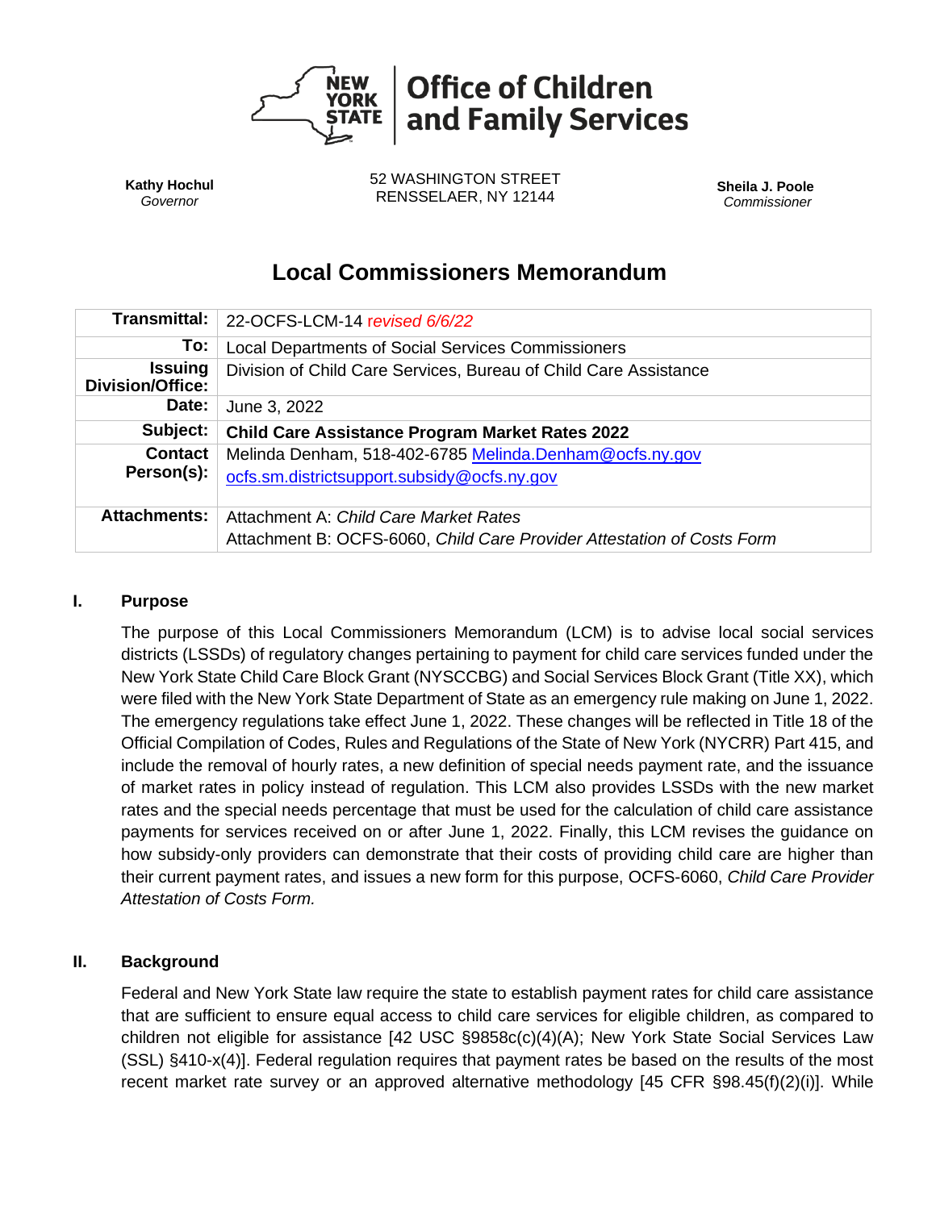**Office of Children and Family Services**

**Kathy Hochul**
*Governor*

52 WASHINGTON STREET
RENSSELAER, NY 12144

**Sheila J. Poole**
*Commissioner*

# Local Commissioners Memorandum

| | |
|---|---|
| **Transmittal:** | 22-OCFS-LCM-14 *revised 6/6/22* |
| **To:** | Local Departments of Social Services Commissioners |
| **Issuing Division/Office:** | Division of Child Care Services, Bureau of Child Care Assistance |
| **Date:** | June 3, 2022 |
| **Subject:** | **Child Care Assistance Program Market Rates 2022** |
| **Contact Person(s):** | Melinda Denham, 518-402-6785 Melinda.Denham@ocfs.ny.gov<br>ocfs.sm.districtsupport.subsidy@ocfs.ny.gov |
| **Attachments:** | Attachment A: *Child Care Market Rates*<br>Attachment B: OCFS-6060, *Child Care Provider Attestation of Costs Form* |

## I. Purpose

The purpose of this Local Commissioners Memorandum (LCM) is to advise local social services districts (LSSDs) of regulatory changes pertaining to payment for child care services funded under the New York State Child Care Block Grant (NYSCCBG) and Social Services Block Grant (Title XX), which were filed with the New York State Department of State as an emergency rule making on June 1, 2022. The emergency regulations take effect June 1, 2022. These changes will be reflected in Title 18 of the Official Compilation of Codes, Rules and Regulations of the State of New York (NYCRR) Part 415, and include the removal of hourly rates, a new definition of special needs payment rate, and the issuance of market rates in policy instead of regulation. This LCM also provides LSSDs with the new market rates and the special needs percentage that must be used for the calculation of child care assistance payments for services received on or after June 1, 2022. Finally, this LCM revises the guidance on how subsidy-only providers can demonstrate that their costs of providing child care are higher than their current payment rates, and issues a new form for this purpose, OCFS-6060, *Child Care Provider Attestation of Costs Form.*

## II. Background

Federal and New York State law require the state to establish payment rates for child care assistance that are sufficient to ensure equal access to child care services for eligible children, as compared to children not eligible for assistance [42 USC §9858c(c)(4)(A); New York State Social Services Law (SSL) §410-x(4)]. Federal regulation requires that payment rates be based on the results of the most recent market rate survey or an approved alternative methodology [45 CFR §98.45(f)(2)(i)]. While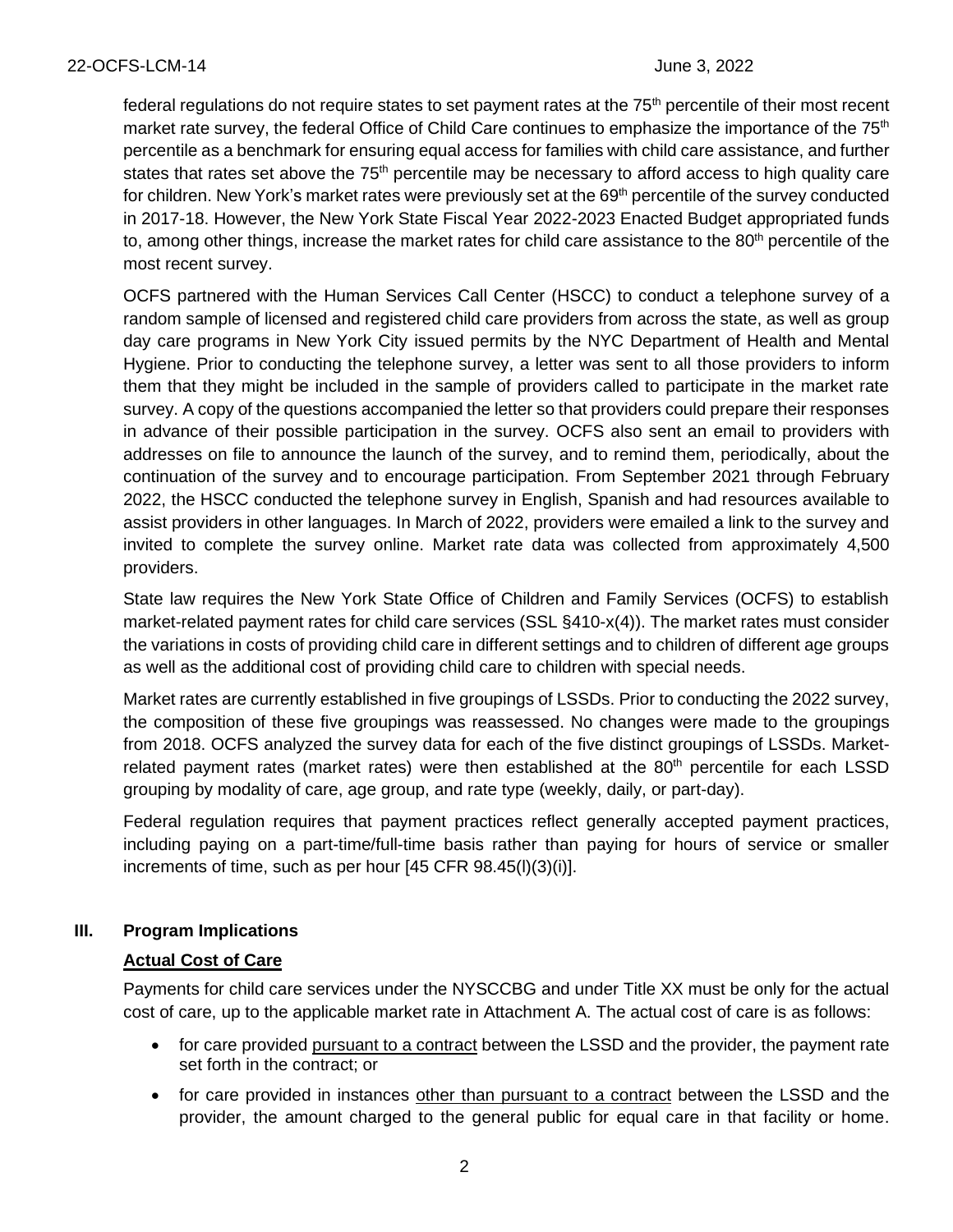federal regulations do not require states to set payment rates at the 75th percentile of their most recent market rate survey, the federal Office of Child Care continues to emphasize the importance of the 75th percentile as a benchmark for ensuring equal access for families with child care assistance, and further states that rates set above the 75th percentile may be necessary to afford access to high quality care for children. New York's market rates were previously set at the 69th percentile of the survey conducted in 2017-18. However, the New York State Fiscal Year 2022-2023 Enacted Budget appropriated funds to, among other things, increase the market rates for child care assistance to the 80th percentile of the most recent survey.

OCFS partnered with the Human Services Call Center (HSCC) to conduct a telephone survey of a random sample of licensed and registered child care providers from across the state, as well as group day care programs in New York City issued permits by the NYC Department of Health and Mental Hygiene. Prior to conducting the telephone survey, a letter was sent to all those providers to inform them that they might be included in the sample of providers called to participate in the market rate survey. A copy of the questions accompanied the letter so that providers could prepare their responses in advance of their possible participation in the survey. OCFS also sent an email to providers with addresses on file to announce the launch of the survey, and to remind them, periodically, about the continuation of the survey and to encourage participation. From September 2021 through February 2022, the HSCC conducted the telephone survey in English, Spanish and had resources available to assist providers in other languages. In March of 2022, providers were emailed a link to the survey and invited to complete the survey online. Market rate data was collected from approximately 4,500 providers.

State law requires the New York State Office of Children and Family Services (OCFS) to establish market-related payment rates for child care services (SSL §410-x(4)). The market rates must consider the variations in costs of providing child care in different settings and to children of different age groups as well as the additional cost of providing child care to children with special needs.

Market rates are currently established in five groupings of LSSDs. Prior to conducting the 2022 survey, the composition of these five groupings was reassessed. No changes were made to the groupings from 2018. OCFS analyzed the survey data for each of the five distinct groupings of LSSDs. Market-related payment rates (market rates) were then established at the 80th percentile for each LSSD grouping by modality of care, age group, and rate type (weekly, daily, or part-day).

Federal regulation requires that payment practices reflect generally accepted payment practices, including paying on a part-time/full-time basis rather than paying for hours of service or smaller increments of time, such as per hour [45 CFR 98.45(l)(3)(i)].

## III. Program Implications

**Actual Cost of Care**

Payments for child care services under the NYSCCBG and under Title XX must be only for the actual cost of care, up to the applicable market rate in Attachment A. The actual cost of care is as follows:

- for care provided pursuant to a contract between the LSSD and the provider, the payment rate set forth in the contract; or
- for care provided in instances other than pursuant to a contract between the LSSD and the provider, the amount charged to the general public for equal care in that facility or home.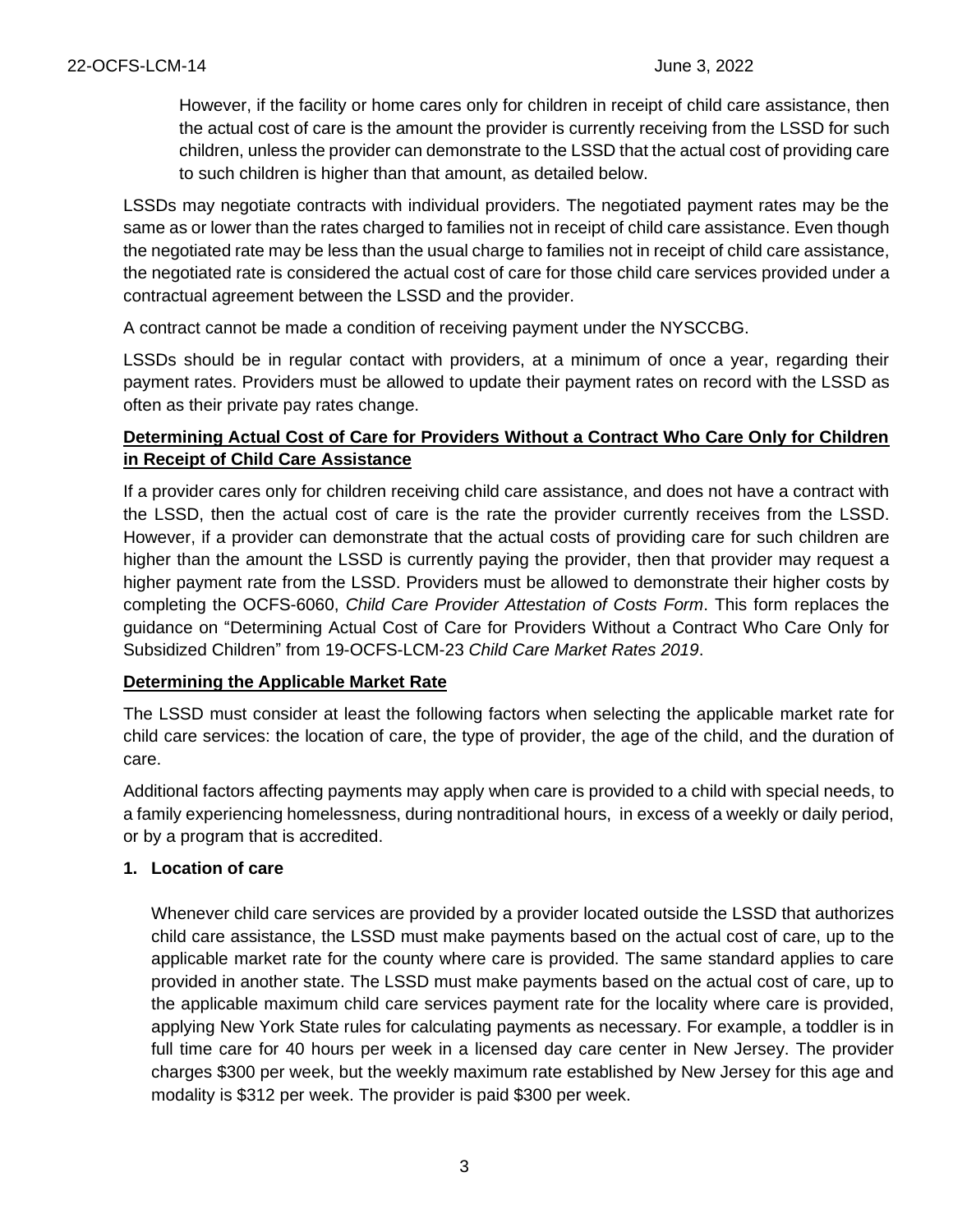However, if the facility or home cares only for children in receipt of child care assistance, then the actual cost of care is the amount the provider is currently receiving from the LSSD for such children, unless the provider can demonstrate to the LSSD that the actual cost of providing care to such children is higher than that amount, as detailed below.

LSSDs may negotiate contracts with individual providers. The negotiated payment rates may be the same as or lower than the rates charged to families not in receipt of child care assistance. Even though the negotiated rate may be less than the usual charge to families not in receipt of child care assistance, the negotiated rate is considered the actual cost of care for those child care services provided under a contractual agreement between the LSSD and the provider.

A contract cannot be made a condition of receiving payment under the NYSCCBG.

LSSDs should be in regular contact with providers, at a minimum of once a year, regarding their payment rates. Providers must be allowed to update their payment rates on record with the LSSD as often as their private pay rates change.

**Determining Actual Cost of Care for Providers Without a Contract Who Care Only for Children in Receipt of Child Care Assistance**

If a provider cares only for children receiving child care assistance, and does not have a contract with the LSSD, then the actual cost of care is the rate the provider currently receives from the LSSD. However, if a provider can demonstrate that the actual costs of providing care for such children are higher than the amount the LSSD is currently paying the provider, then that provider may request a higher payment rate from the LSSD. Providers must be allowed to demonstrate their higher costs by completing the OCFS-6060, *Child Care Provider Attestation of Costs Form*. This form replaces the guidance on "Determining Actual Cost of Care for Providers Without a Contract Who Care Only for Subsidized Children" from 19-OCFS-LCM-23 *Child Care Market Rates 2019*.

**Determining the Applicable Market Rate**

The LSSD must consider at least the following factors when selecting the applicable market rate for child care services: the location of care, the type of provider, the age of the child, and the duration of care.

Additional factors affecting payments may apply when care is provided to a child with special needs, to a family experiencing homelessness, during nontraditional hours, in excess of a weekly or daily period, or by a program that is accredited.

**1. Location of care**

Whenever child care services are provided by a provider located outside the LSSD that authorizes child care assistance, the LSSD must make payments based on the actual cost of care, up to the applicable market rate for the county where care is provided. The same standard applies to care provided in another state. The LSSD must make payments based on the actual cost of care, up to the applicable maximum child care services payment rate for the locality where care is provided, applying New York State rules for calculating payments as necessary. For example, a toddler is in full time care for 40 hours per week in a licensed day care center in New Jersey. The provider charges $300 per week, but the weekly maximum rate established by New Jersey for this age and modality is $312 per week. The provider is paid $300 per week.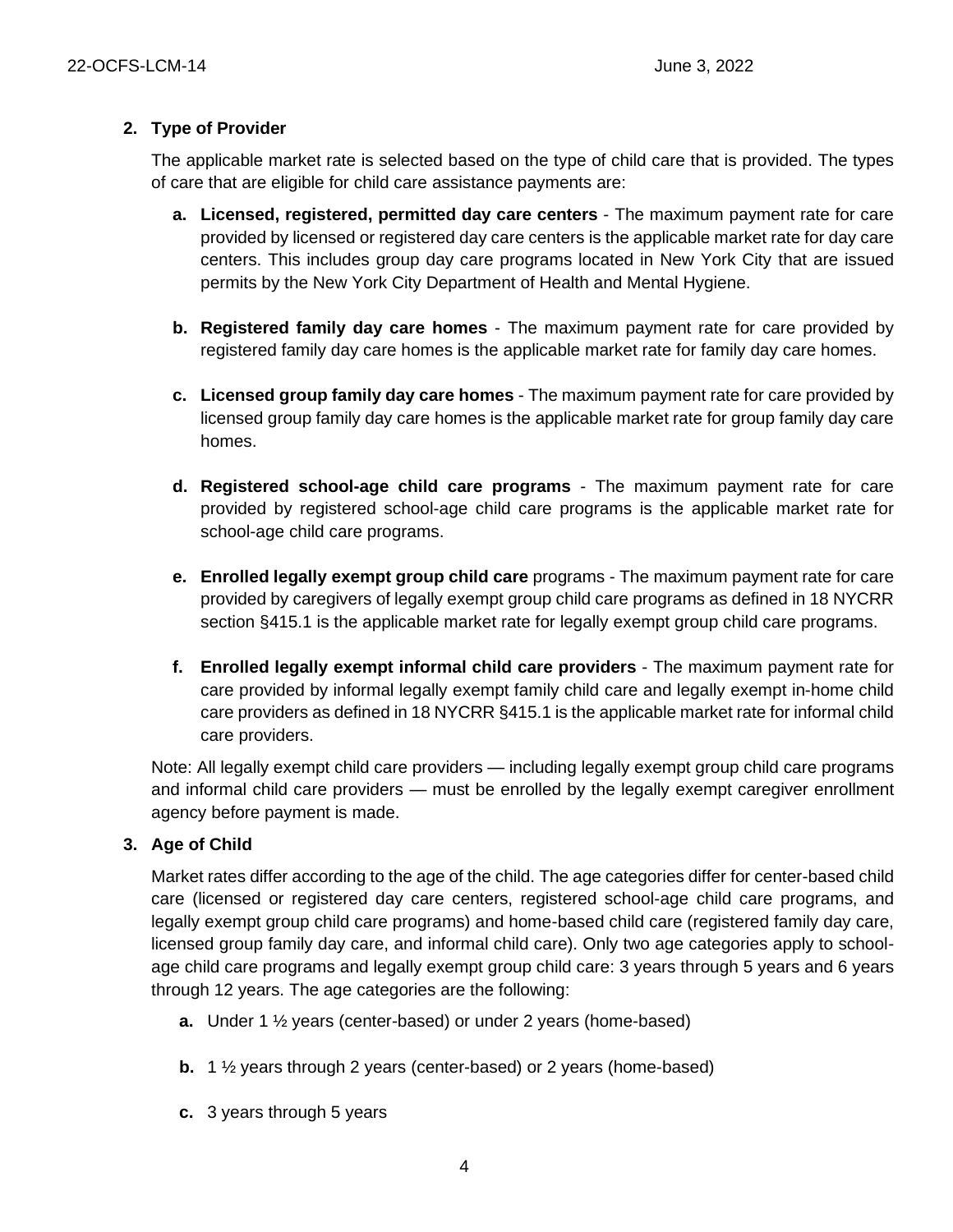2. **Type of Provider**

   The applicable market rate is selected based on the type of child care that is provided. The types of care that are eligible for child care assistance payments are:

   a. **Licensed, registered, permitted day care centers** - The maximum payment rate for care provided by licensed or registered day care centers is the applicable market rate for day care centers. This includes group day care programs located in New York City that are issued permits by the New York City Department of Health and Mental Hygiene.

   b. **Registered family day care homes** - The maximum payment rate for care provided by registered family day care homes is the applicable market rate for family day care homes.

   c. **Licensed group family day care homes** - The maximum payment rate for care provided by licensed group family day care homes is the applicable market rate for group family day care homes.

   d. **Registered school-age child care programs** - The maximum payment rate for care provided by registered school-age child care programs is the applicable market rate for school-age child care programs.

   e. **Enrolled legally exempt group child care** programs - The maximum payment rate for care provided by caregivers of legally exempt group child care programs as defined in 18 NYCRR section §415.1 is the applicable market rate for legally exempt group child care programs.

   f. **Enrolled legally exempt informal child care providers** - The maximum payment rate for care provided by informal legally exempt family child care and legally exempt in-home child care providers as defined in 18 NYCRR §415.1 is the applicable market rate for informal child care providers.

   Note: All legally exempt child care providers — including legally exempt group child care programs and informal child care providers — must be enrolled by the legally exempt caregiver enrollment agency before payment is made.

3. **Age of Child**

   Market rates differ according to the age of the child. The age categories differ for center-based child care (licensed or registered day care centers, registered school-age child care programs, and legally exempt group child care programs) and home-based child care (registered family day care, licensed group family day care, and informal child care). Only two age categories apply to school-age child care programs and legally exempt group child care: 3 years through 5 years and 6 years through 12 years. The age categories are the following:

   a. Under 1 ½ years (center-based) or under 2 years (home-based)

   b. 1 ½ years through 2 years (center-based) or 2 years (home-based)

   c. 3 years through 5 years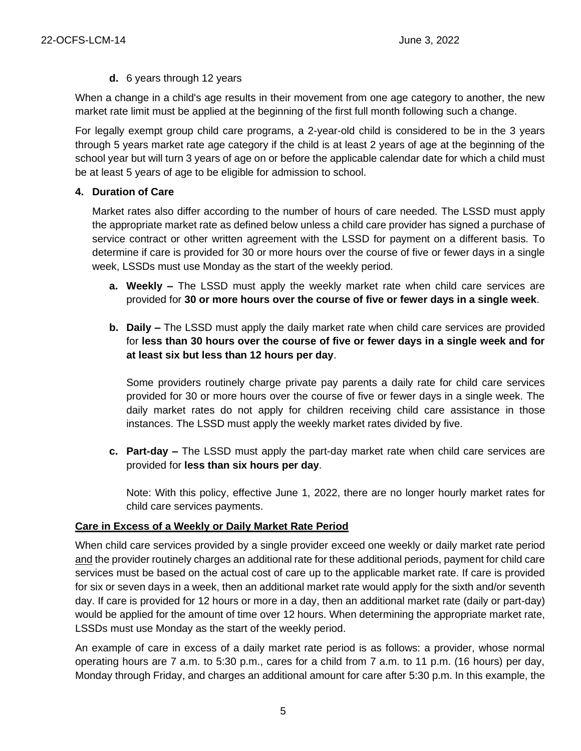**d.** 6 years through 12 years

When a change in a child's age results in their movement from one age category to another, the new market rate limit must be applied at the beginning of the first full month following such a change.

For legally exempt group child care programs, a 2-year-old child is considered to be in the 3 years through 5 years market rate age category if the child is at least 2 years of age at the beginning of the school year but will turn 3 years of age on or before the applicable calendar date for which a child must be at least 5 years of age to be eligible for admission to school.

**4. Duration of Care**

Market rates also differ according to the number of hours of care needed. The LSSD must apply the appropriate market rate as defined below unless a child care provider has signed a purchase of service contract or other written agreement with the LSSD for payment on a different basis. To determine if care is provided for 30 or more hours over the course of five or fewer days in a single week, LSSDs must use Monday as the start of the weekly period.

**a. Weekly –** The LSSD must apply the weekly market rate when child care services are provided for **30 or more hours over the course of five or fewer days in a single week**.

**b. Daily –** The LSSD must apply the daily market rate when child care services are provided for **less than 30 hours over the course of five or fewer days in a single week and for at least six but less than 12 hours per day**.

Some providers routinely charge private pay parents a daily rate for child care services provided for 30 or more hours over the course of five or fewer days in a single week. The daily market rates do not apply for children receiving child care assistance in those instances. The LSSD must apply the weekly market rates divided by five.

**c. Part-day –** The LSSD must apply the part-day market rate when child care services are provided for **less than six hours per day**.

Note: With this policy, effective June 1, 2022, there are no longer hourly market rates for child care services payments.

**Care in Excess of a Weekly or Daily Market Rate Period**

When child care services provided by a single provider exceed one weekly or daily market rate period and the provider routinely charges an additional rate for these additional periods, payment for child care services must be based on the actual cost of care up to the applicable market rate. If care is provided for six or seven days in a week, then an additional market rate would apply for the sixth and/or seventh day. If care is provided for 12 hours or more in a day, then an additional market rate (daily or part-day) would be applied for the amount of time over 12 hours. When determining the appropriate market rate, LSSDs must use Monday as the start of the weekly period.

An example of care in excess of a daily market rate period is as follows: a provider, whose normal operating hours are 7 a.m. to 5:30 p.m., cares for a child from 7 a.m. to 11 p.m. (16 hours) per day, Monday through Friday, and charges an additional amount for care after 5:30 p.m. In this example, the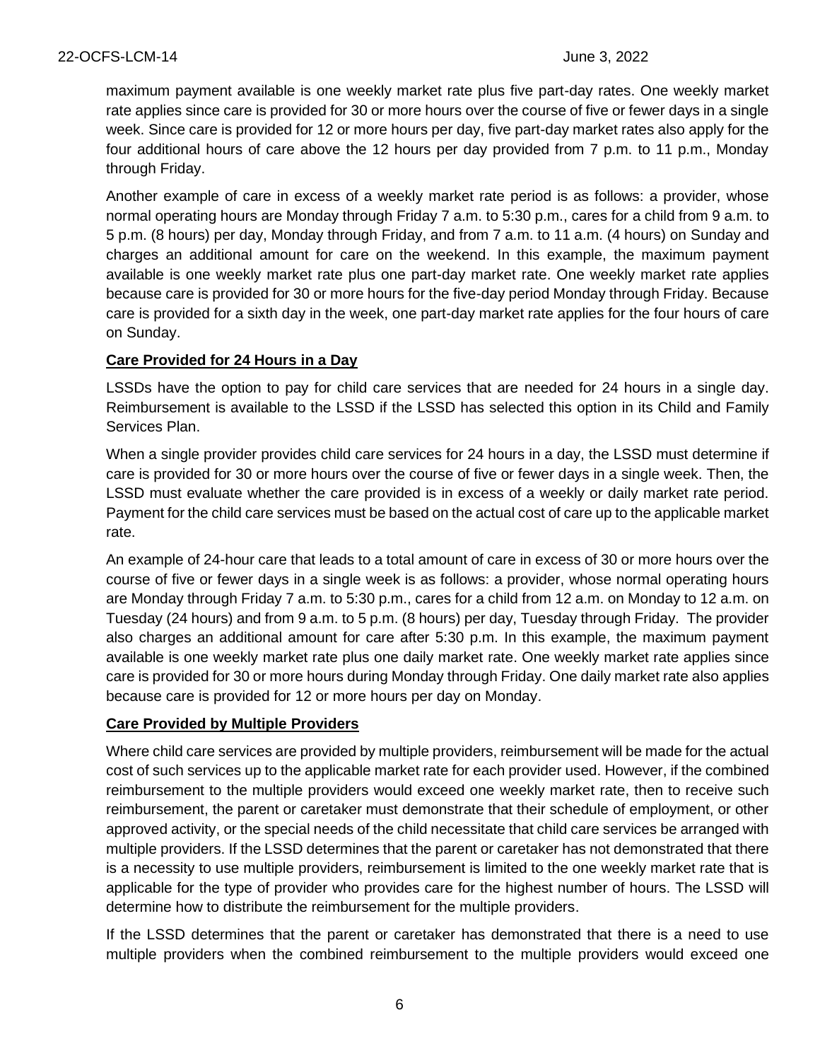maximum payment available is one weekly market rate plus five part-day rates. One weekly market rate applies since care is provided for 30 or more hours over the course of five or fewer days in a single week. Since care is provided for 12 or more hours per day, five part-day market rates also apply for the four additional hours of care above the 12 hours per day provided from 7 p.m. to 11 p.m., Monday through Friday.

Another example of care in excess of a weekly market rate period is as follows: a provider, whose normal operating hours are Monday through Friday 7 a.m. to 5:30 p.m., cares for a child from 9 a.m. to 5 p.m. (8 hours) per day, Monday through Friday, and from 7 a.m. to 11 a.m. (4 hours) on Sunday and charges an additional amount for care on the weekend. In this example, the maximum payment available is one weekly market rate plus one part-day market rate. One weekly market rate applies because care is provided for 30 or more hours for the five-day period Monday through Friday. Because care is provided for a sixth day in the week, one part-day market rate applies for the four hours of care on Sunday.

**Care Provided for 24 Hours in a Day**

LSSDs have the option to pay for child care services that are needed for 24 hours in a single day. Reimbursement is available to the LSSD if the LSSD has selected this option in its Child and Family Services Plan.

When a single provider provides child care services for 24 hours in a day, the LSSD must determine if care is provided for 30 or more hours over the course of five or fewer days in a single week. Then, the LSSD must evaluate whether the care provided is in excess of a weekly or daily market rate period. Payment for the child care services must be based on the actual cost of care up to the applicable market rate.

An example of 24-hour care that leads to a total amount of care in excess of 30 or more hours over the course of five or fewer days in a single week is as follows: a provider, whose normal operating hours are Monday through Friday 7 a.m. to 5:30 p.m., cares for a child from 12 a.m. on Monday to 12 a.m. on Tuesday (24 hours) and from 9 a.m. to 5 p.m. (8 hours) per day, Tuesday through Friday. The provider also charges an additional amount for care after 5:30 p.m. In this example, the maximum payment available is one weekly market rate plus one daily market rate. One weekly market rate applies since care is provided for 30 or more hours during Monday through Friday. One daily market rate also applies because care is provided for 12 or more hours per day on Monday.

**Care Provided by Multiple Providers**

Where child care services are provided by multiple providers, reimbursement will be made for the actual cost of such services up to the applicable market rate for each provider used. However, if the combined reimbursement to the multiple providers would exceed one weekly market rate, then to receive such reimbursement, the parent or caretaker must demonstrate that their schedule of employment, or other approved activity, or the special needs of the child necessitate that child care services be arranged with multiple providers. If the LSSD determines that the parent or caretaker has not demonstrated that there is a necessity to use multiple providers, reimbursement is limited to the one weekly market rate that is applicable for the type of provider who provides care for the highest number of hours. The LSSD will determine how to distribute the reimbursement for the multiple providers.

If the LSSD determines that the parent or caretaker has demonstrated that there is a need to use multiple providers when the combined reimbursement to the multiple providers would exceed one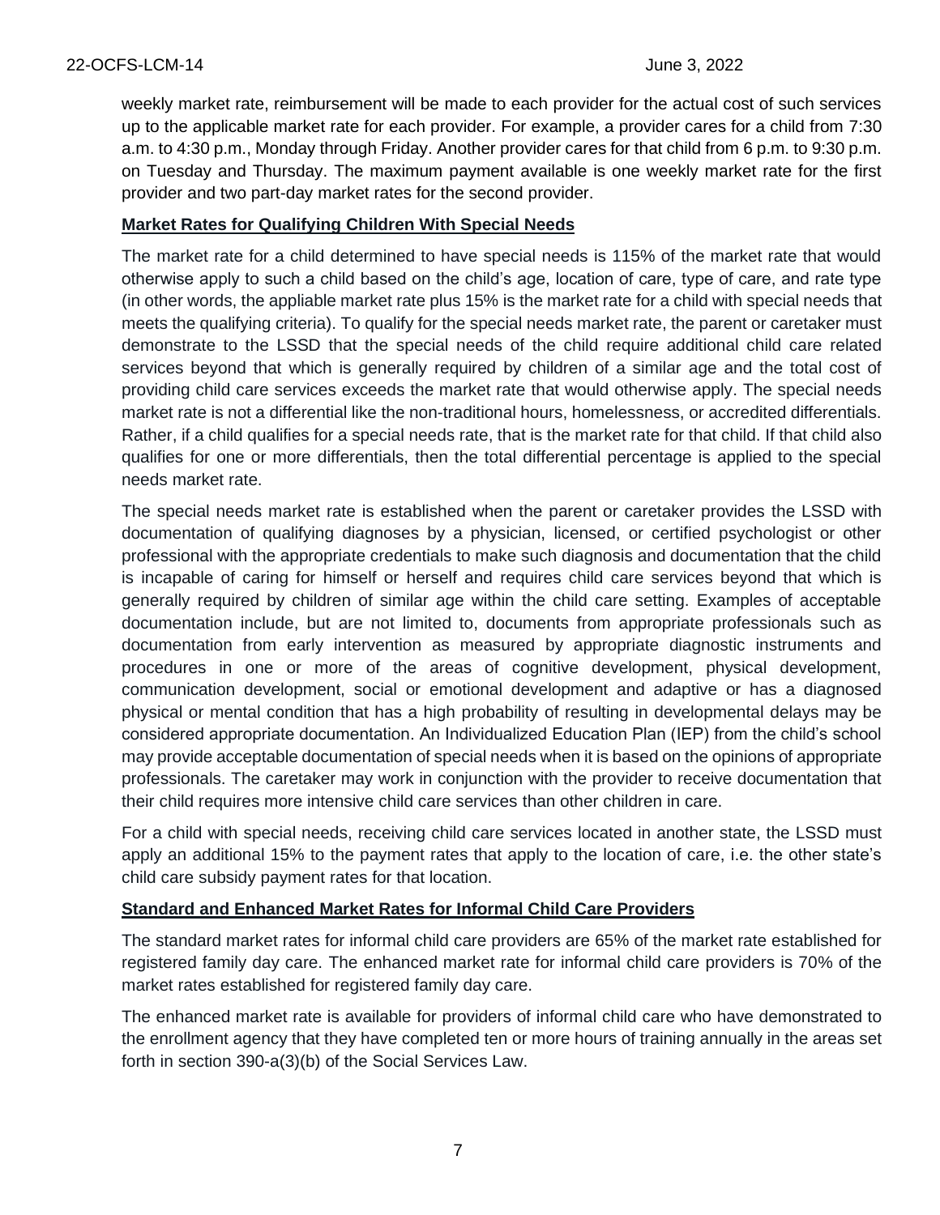weekly market rate, reimbursement will be made to each provider for the actual cost of such services up to the applicable market rate for each provider. For example, a provider cares for a child from 7:30 a.m. to 4:30 p.m., Monday through Friday. Another provider cares for that child from 6 p.m. to 9:30 p.m. on Tuesday and Thursday. The maximum payment available is one weekly market rate for the first provider and two part-day market rates for the second provider.

**Market Rates for Qualifying Children With Special Needs**

The market rate for a child determined to have special needs is 115% of the market rate that would otherwise apply to such a child based on the child's age, location of care, type of care, and rate type (in other words, the appliable market rate plus 15% is the market rate for a child with special needs that meets the qualifying criteria). To qualify for the special needs market rate, the parent or caretaker must demonstrate to the LSSD that the special needs of the child require additional child care related services beyond that which is generally required by children of a similar age and the total cost of providing child care services exceeds the market rate that would otherwise apply. The special needs market rate is not a differential like the non-traditional hours, homelessness, or accredited differentials. Rather, if a child qualifies for a special needs rate, that is the market rate for that child. If that child also qualifies for one or more differentials, then the total differential percentage is applied to the special needs market rate.

The special needs market rate is established when the parent or caretaker provides the LSSD with documentation of qualifying diagnoses by a physician, licensed, or certified psychologist or other professional with the appropriate credentials to make such diagnosis and documentation that the child is incapable of caring for himself or herself and requires child care services beyond that which is generally required by children of similar age within the child care setting. Examples of acceptable documentation include, but are not limited to, documents from appropriate professionals such as documentation from early intervention as measured by appropriate diagnostic instruments and procedures in one or more of the areas of cognitive development, physical development, communication development, social or emotional development and adaptive or has a diagnosed physical or mental condition that has a high probability of resulting in developmental delays may be considered appropriate documentation. An Individualized Education Plan (IEP) from the child's school may provide acceptable documentation of special needs when it is based on the opinions of appropriate professionals. The caretaker may work in conjunction with the provider to receive documentation that their child requires more intensive child care services than other children in care.

For a child with special needs, receiving child care services located in another state, the LSSD must apply an additional 15% to the payment rates that apply to the location of care, i.e. the other state's child care subsidy payment rates for that location.

**Standard and Enhanced Market Rates for Informal Child Care Providers**

The standard market rates for informal child care providers are 65% of the market rate established for registered family day care. The enhanced market rate for informal child care providers is 70% of the market rates established for registered family day care.

The enhanced market rate is available for providers of informal child care who have demonstrated to the enrollment agency that they have completed ten or more hours of training annually in the areas set forth in section 390-a(3)(b) of the Social Services Law.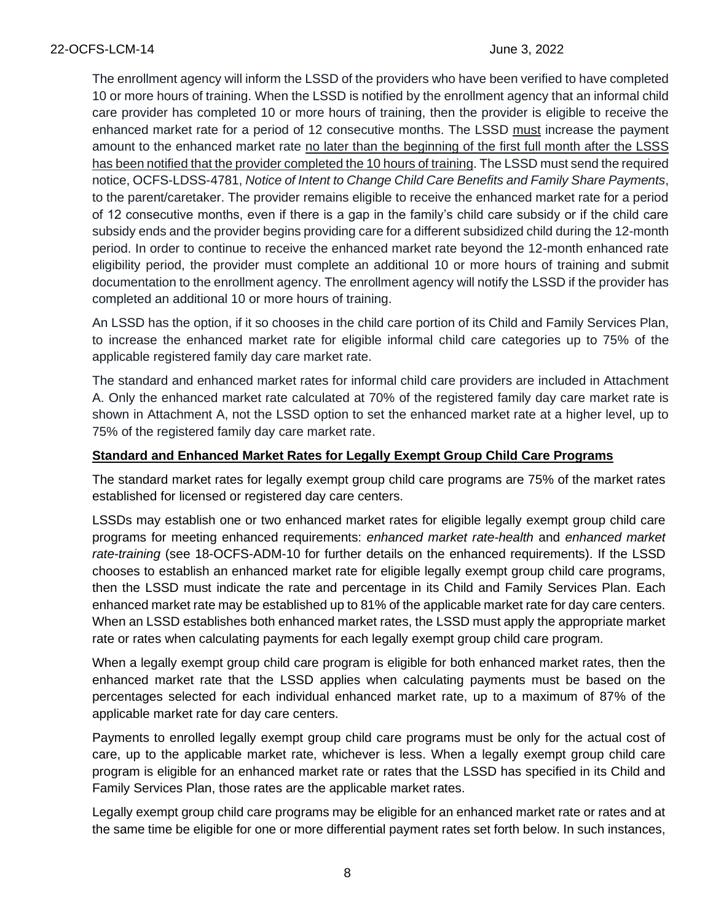The enrollment agency will inform the LSSD of the providers who have been verified to have completed 10 or more hours of training. When the LSSD is notified by the enrollment agency that an informal child care provider has completed 10 or more hours of training, then the provider is eligible to receive the enhanced market rate for a period of 12 consecutive months. The LSSD must increase the payment amount to the enhanced market rate no later than the beginning of the first full month after the LSSS has been notified that the provider completed the 10 hours of training. The LSSD must send the required notice, OCFS-LDSS-4781, *Notice of Intent to Change Child Care Benefits and Family Share Payments*, to the parent/caretaker. The provider remains eligible to receive the enhanced market rate for a period of 12 consecutive months, even if there is a gap in the family's child care subsidy or if the child care subsidy ends and the provider begins providing care for a different subsidized child during the 12-month period. In order to continue to receive the enhanced market rate beyond the 12-month enhanced rate eligibility period, the provider must complete an additional 10 or more hours of training and submit documentation to the enrollment agency. The enrollment agency will notify the LSSD if the provider has completed an additional 10 or more hours of training.

An LSSD has the option, if it so chooses in the child care portion of its Child and Family Services Plan, to increase the enhanced market rate for eligible informal child care categories up to 75% of the applicable registered family day care market rate.

The standard and enhanced market rates for informal child care providers are included in Attachment A. Only the enhanced market rate calculated at 70% of the registered family day care market rate is shown in Attachment A, not the LSSD option to set the enhanced market rate at a higher level, up to 75% of the registered family day care market rate.

**Standard and Enhanced Market Rates for Legally Exempt Group Child Care Programs**

The standard market rates for legally exempt group child care programs are 75% of the market rates established for licensed or registered day care centers.

LSSDs may establish one or two enhanced market rates for eligible legally exempt group child care programs for meeting enhanced requirements: *enhanced market rate-health* and *enhanced market rate-training* (see 18-OCFS-ADM-10 for further details on the enhanced requirements). If the LSSD chooses to establish an enhanced market rate for eligible legally exempt group child care programs, then the LSSD must indicate the rate and percentage in its Child and Family Services Plan. Each enhanced market rate may be established up to 81% of the applicable market rate for day care centers. When an LSSD establishes both enhanced market rates, the LSSD must apply the appropriate market rate or rates when calculating payments for each legally exempt group child care program.

When a legally exempt group child care program is eligible for both enhanced market rates, then the enhanced market rate that the LSSD applies when calculating payments must be based on the percentages selected for each individual enhanced market rate, up to a maximum of 87% of the applicable market rate for day care centers.

Payments to enrolled legally exempt group child care programs must be only for the actual cost of care, up to the applicable market rate, whichever is less. When a legally exempt group child care program is eligible for an enhanced market rate or rates that the LSSD has specified in its Child and Family Services Plan, those rates are the applicable market rates.

Legally exempt group child care programs may be eligible for an enhanced market rate or rates and at the same time be eligible for one or more differential payment rates set forth below. In such instances,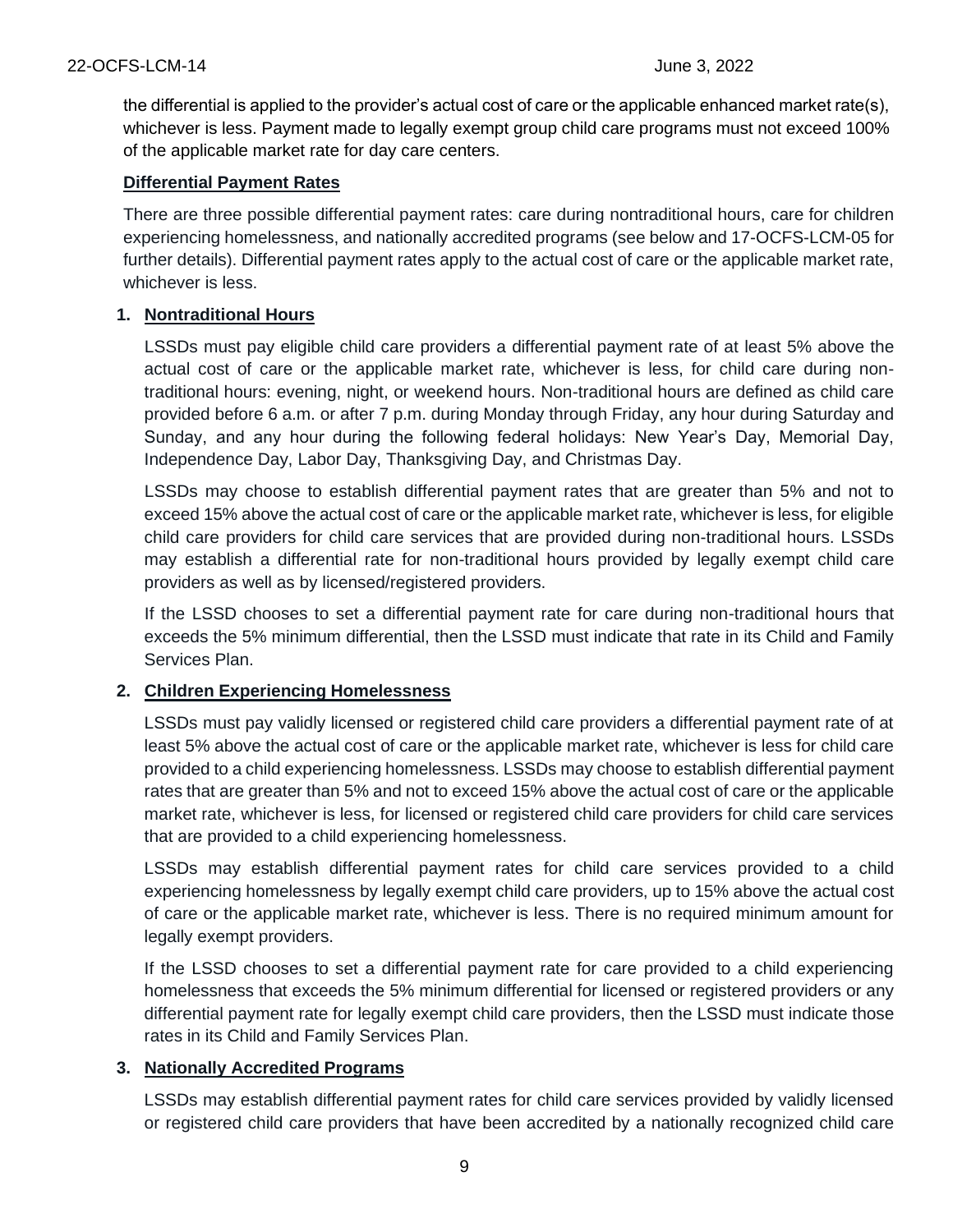the differential is applied to the provider's actual cost of care or the applicable enhanced market rate(s), whichever is less. Payment made to legally exempt group child care programs must not exceed 100% of the applicable market rate for day care centers.

**Differential Payment Rates**

There are three possible differential payment rates: care during nontraditional hours, care for children experiencing homelessness, and nationally accredited programs (see below and 17-OCFS-LCM-05 for further details). Differential payment rates apply to the actual cost of care or the applicable market rate, whichever is less.

1. **Nontraditional Hours**

   LSSDs must pay eligible child care providers a differential payment rate of at least 5% above the actual cost of care or the applicable market rate, whichever is less, for child care during non-traditional hours: evening, night, or weekend hours. Non-traditional hours are defined as child care provided before 6 a.m. or after 7 p.m. during Monday through Friday, any hour during Saturday and Sunday, and any hour during the following federal holidays: New Year's Day, Memorial Day, Independence Day, Labor Day, Thanksgiving Day, and Christmas Day.

   LSSDs may choose to establish differential payment rates that are greater than 5% and not to exceed 15% above the actual cost of care or the applicable market rate, whichever is less, for eligible child care providers for child care services that are provided during non-traditional hours. LSSDs may establish a differential rate for non-traditional hours provided by legally exempt child care providers as well as by licensed/registered providers.

   If the LSSD chooses to set a differential payment rate for care during non-traditional hours that exceeds the 5% minimum differential, then the LSSD must indicate that rate in its Child and Family Services Plan.

2. **Children Experiencing Homelessness**

   LSSDs must pay validly licensed or registered child care providers a differential payment rate of at least 5% above the actual cost of care or the applicable market rate, whichever is less for child care provided to a child experiencing homelessness. LSSDs may choose to establish differential payment rates that are greater than 5% and not to exceed 15% above the actual cost of care or the applicable market rate, whichever is less, for licensed or registered child care providers for child care services that are provided to a child experiencing homelessness.

   LSSDs may establish differential payment rates for child care services provided to a child experiencing homelessness by legally exempt child care providers, up to 15% above the actual cost of care or the applicable market rate, whichever is less. There is no required minimum amount for legally exempt providers.

   If the LSSD chooses to set a differential payment rate for care provided to a child experiencing homelessness that exceeds the 5% minimum differential for licensed or registered providers or any differential payment rate for legally exempt child care providers, then the LSSD must indicate those rates in its Child and Family Services Plan.

3. **Nationally Accredited Programs**

   LSSDs may establish differential payment rates for child care services provided by validly licensed or registered child care providers that have been accredited by a nationally recognized child care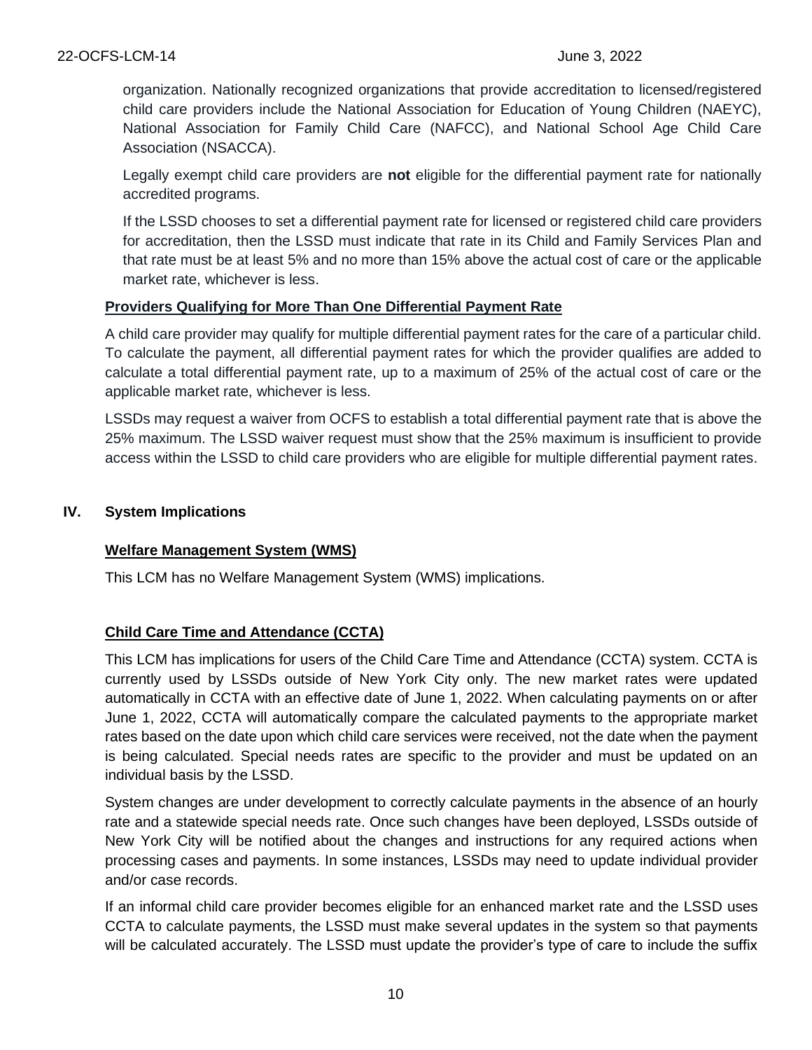organization. Nationally recognized organizations that provide accreditation to licensed/registered child care providers include the National Association for Education of Young Children (NAEYC), National Association for Family Child Care (NAFCC), and National School Age Child Care Association (NSACCA).

Legally exempt child care providers are **not** eligible for the differential payment rate for nationally accredited programs.

If the LSSD chooses to set a differential payment rate for licensed or registered child care providers for accreditation, then the LSSD must indicate that rate in its Child and Family Services Plan and that rate must be at least 5% and no more than 15% above the actual cost of care or the applicable market rate, whichever is less.

**Providers Qualifying for More Than One Differential Payment Rate**

A child care provider may qualify for multiple differential payment rates for the care of a particular child. To calculate the payment, all differential payment rates for which the provider qualifies are added to calculate a total differential payment rate, up to a maximum of 25% of the actual cost of care or the applicable market rate, whichever is less.

LSSDs may request a waiver from OCFS to establish a total differential payment rate that is above the 25% maximum. The LSSD waiver request must show that the 25% maximum is insufficient to provide access within the LSSD to child care providers who are eligible for multiple differential payment rates.

## IV. System Implications

**Welfare Management System (WMS)**

This LCM has no Welfare Management System (WMS) implications.

**Child Care Time and Attendance (CCTA)**

This LCM has implications for users of the Child Care Time and Attendance (CCTA) system. CCTA is currently used by LSSDs outside of New York City only. The new market rates were updated automatically in CCTA with an effective date of June 1, 2022. When calculating payments on or after June 1, 2022, CCTA will automatically compare the calculated payments to the appropriate market rates based on the date upon which child care services were received, not the date when the payment is being calculated. Special needs rates are specific to the provider and must be updated on an individual basis by the LSSD.

System changes are under development to correctly calculate payments in the absence of an hourly rate and a statewide special needs rate. Once such changes have been deployed, LSSDs outside of New York City will be notified about the changes and instructions for any required actions when processing cases and payments. In some instances, LSSDs may need to update individual provider and/or case records.

If an informal child care provider becomes eligible for an enhanced market rate and the LSSD uses CCTA to calculate payments, the LSSD must make several updates in the system so that payments will be calculated accurately. The LSSD must update the provider's type of care to include the suffix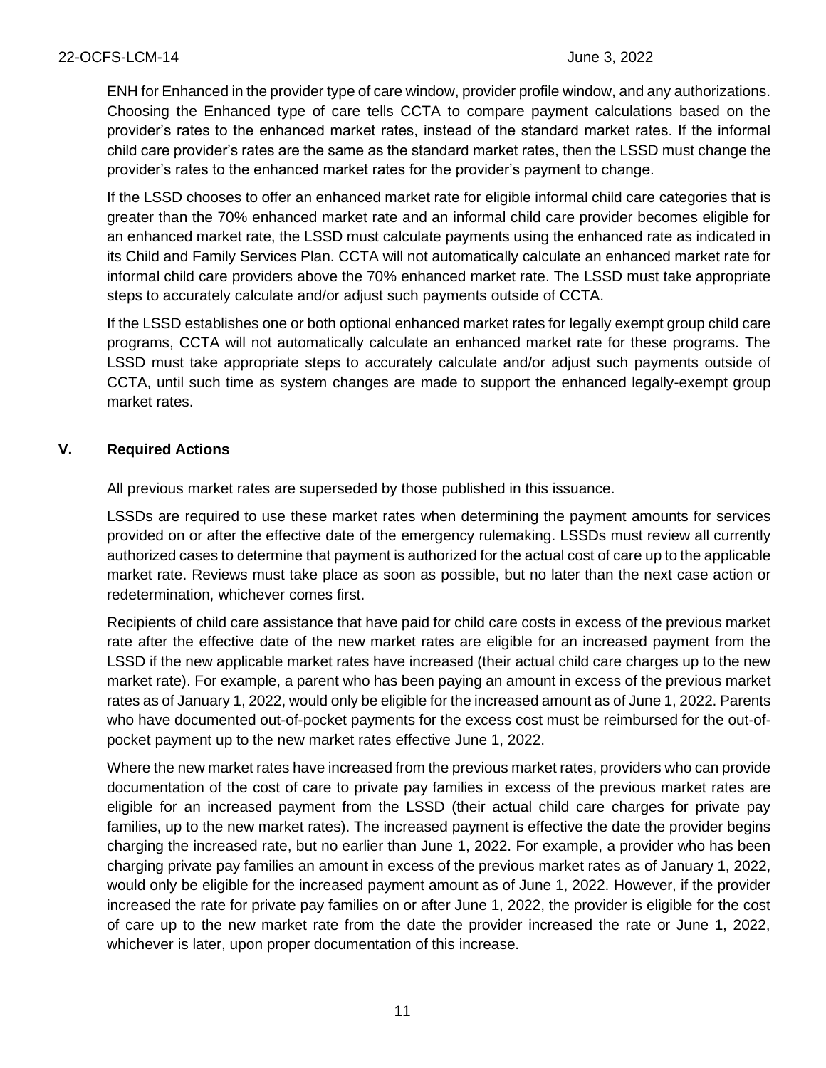ENH for Enhanced in the provider type of care window, provider profile window, and any authorizations. Choosing the Enhanced type of care tells CCTA to compare payment calculations based on the provider's rates to the enhanced market rates, instead of the standard market rates. If the informal child care provider's rates are the same as the standard market rates, then the LSSD must change the provider's rates to the enhanced market rates for the provider's payment to change.

If the LSSD chooses to offer an enhanced market rate for eligible informal child care categories that is greater than the 70% enhanced market rate and an informal child care provider becomes eligible for an enhanced market rate, the LSSD must calculate payments using the enhanced rate as indicated in its Child and Family Services Plan. CCTA will not automatically calculate an enhanced market rate for informal child care providers above the 70% enhanced market rate. The LSSD must take appropriate steps to accurately calculate and/or adjust such payments outside of CCTA.

If the LSSD establishes one or both optional enhanced market rates for legally exempt group child care programs, CCTA will not automatically calculate an enhanced market rate for these programs. The LSSD must take appropriate steps to accurately calculate and/or adjust such payments outside of CCTA, until such time as system changes are made to support the enhanced legally-exempt group market rates.

## V. Required Actions

All previous market rates are superseded by those published in this issuance.

LSSDs are required to use these market rates when determining the payment amounts for services provided on or after the effective date of the emergency rulemaking. LSSDs must review all currently authorized cases to determine that payment is authorized for the actual cost of care up to the applicable market rate. Reviews must take place as soon as possible, but no later than the next case action or redetermination, whichever comes first.

Recipients of child care assistance that have paid for child care costs in excess of the previous market rate after the effective date of the new market rates are eligible for an increased payment from the LSSD if the new applicable market rates have increased (their actual child care charges up to the new market rate). For example, a parent who has been paying an amount in excess of the previous market rates as of January 1, 2022, would only be eligible for the increased amount as of June 1, 2022. Parents who have documented out-of-pocket payments for the excess cost must be reimbursed for the out-of-pocket payment up to the new market rates effective June 1, 2022.

Where the new market rates have increased from the previous market rates, providers who can provide documentation of the cost of care to private pay families in excess of the previous market rates are eligible for an increased payment from the LSSD (their actual child care charges for private pay families, up to the new market rates). The increased payment is effective the date the provider begins charging the increased rate, but no earlier than June 1, 2022. For example, a provider who has been charging private pay families an amount in excess of the previous market rates as of January 1, 2022, would only be eligible for the increased payment amount as of June 1, 2022. However, if the provider increased the rate for private pay families on or after June 1, 2022, the provider is eligible for the cost of care up to the new market rate from the date the provider increased the rate or June 1, 2022, whichever is later, upon proper documentation of this increase.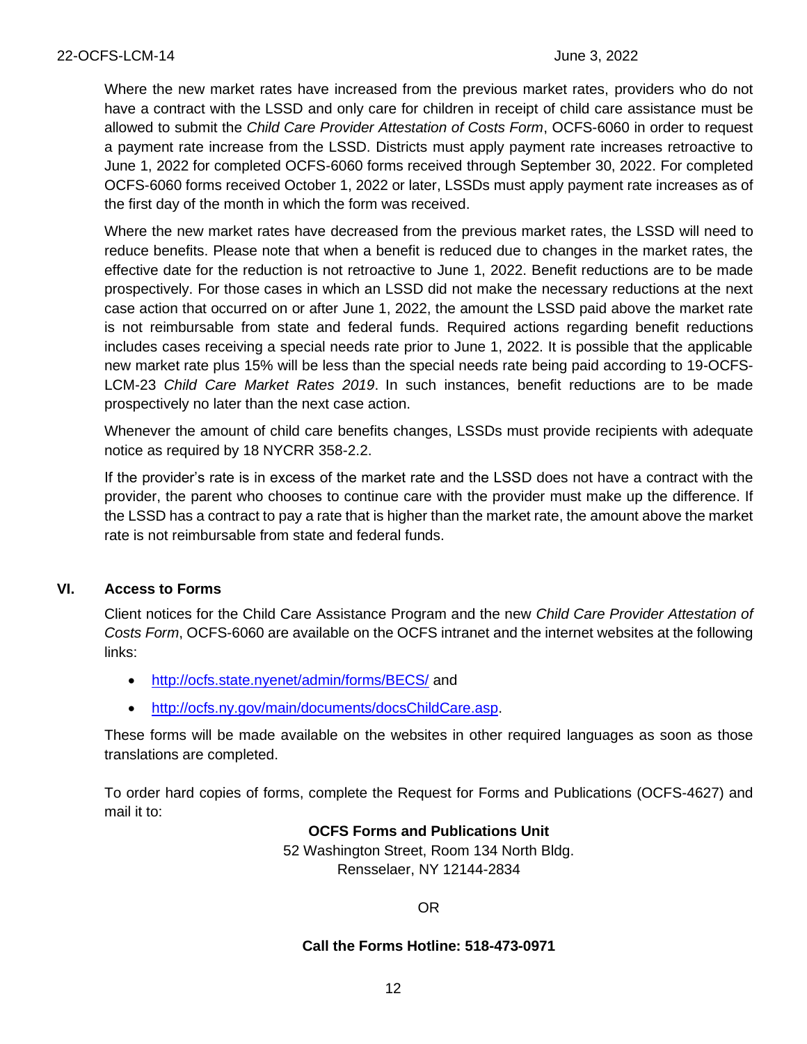Where the new market rates have increased from the previous market rates, providers who do not have a contract with the LSSD and only care for children in receipt of child care assistance must be allowed to submit the *Child Care Provider Attestation of Costs Form*, OCFS-6060 in order to request a payment rate increase from the LSSD. Districts must apply payment rate increases retroactive to June 1, 2022 for completed OCFS-6060 forms received through September 30, 2022. For completed OCFS-6060 forms received October 1, 2022 or later, LSSDs must apply payment rate increases as of the first day of the month in which the form was received.

Where the new market rates have decreased from the previous market rates, the LSSD will need to reduce benefits. Please note that when a benefit is reduced due to changes in the market rates, the effective date for the reduction is not retroactive to June 1, 2022. Benefit reductions are to be made prospectively. For those cases in which an LSSD did not make the necessary reductions at the next case action that occurred on or after June 1, 2022, the amount the LSSD paid above the market rate is not reimbursable from state and federal funds. Required actions regarding benefit reductions includes cases receiving a special needs rate prior to June 1, 2022. It is possible that the applicable new market rate plus 15% will be less than the special needs rate being paid according to 19-OCFS-LCM-23 *Child Care Market Rates 2019*. In such instances, benefit reductions are to be made prospectively no later than the next case action.

Whenever the amount of child care benefits changes, LSSDs must provide recipients with adequate notice as required by 18 NYCRR 358-2.2.

If the provider's rate is in excess of the market rate and the LSSD does not have a contract with the provider, the parent who chooses to continue care with the provider must make up the difference. If the LSSD has a contract to pay a rate that is higher than the market rate, the amount above the market rate is not reimbursable from state and federal funds.

## VI. Access to Forms

Client notices for the Child Care Assistance Program and the new *Child Care Provider Attestation of Costs Form*, OCFS-6060 are available on the OCFS intranet and the internet websites at the following links:

- http://ocfs.state.nyenet/admin/forms/BECS/ and
- http://ocfs.ny.gov/main/documents/docsChildCare.asp.

These forms will be made available on the websites in other required languages as soon as those translations are completed.

To order hard copies of forms, complete the Request for Forms and Publications (OCFS-4627) and mail it to:

**OCFS Forms and Publications Unit**
52 Washington Street, Room 134 North Bldg.
Rensselaer, NY 12144-2834

OR

**Call the Forms Hotline: 518-473-0971**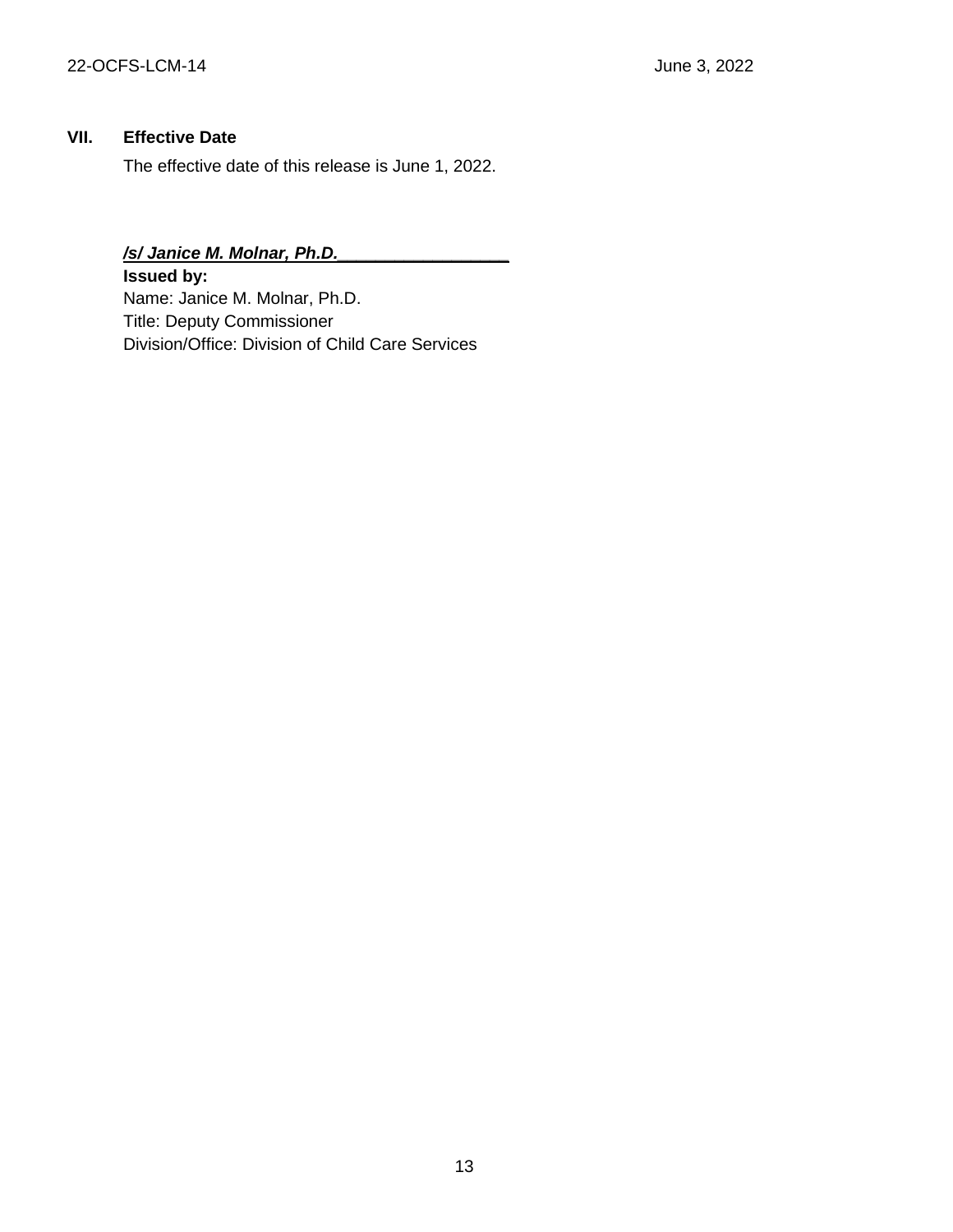## VII. Effective Date

The effective date of this release is June 1, 2022.

***/s/ Janice M. Molnar, Ph.D.___________________***

**Issued by:**
Name: Janice M. Molnar, Ph.D.
Title: Deputy Commissioner
Division/Office: Division of Child Care Services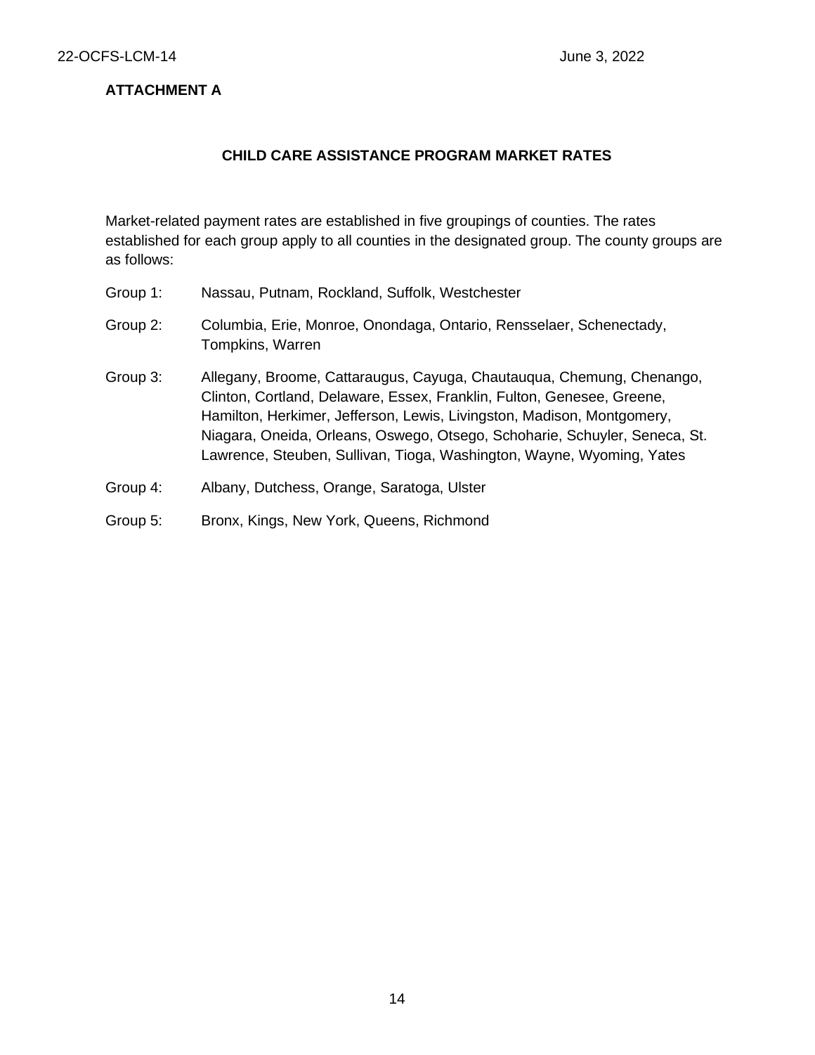**ATTACHMENT A**

## CHILD CARE ASSISTANCE PROGRAM MARKET RATES

Market-related payment rates are established in five groupings of counties. The rates established for each group apply to all counties in the designated group. The county groups are as follows:

Group 1: Nassau, Putnam, Rockland, Suffolk, Westchester

Group 2: Columbia, Erie, Monroe, Onondaga, Ontario, Rensselaer, Schenectady, Tompkins, Warren

Group 3: Allegany, Broome, Cattaraugus, Cayuga, Chautauqua, Chemung, Chenango, Clinton, Cortland, Delaware, Essex, Franklin, Fulton, Genesee, Greene, Hamilton, Herkimer, Jefferson, Lewis, Livingston, Madison, Montgomery, Niagara, Oneida, Orleans, Oswego, Otsego, Schoharie, Schuyler, Seneca, St. Lawrence, Steuben, Sullivan, Tioga, Washington, Wayne, Wyoming, Yates

Group 4: Albany, Dutchess, Orange, Saratoga, Ulster

Group 5: Bronx, Kings, New York, Queens, Richmond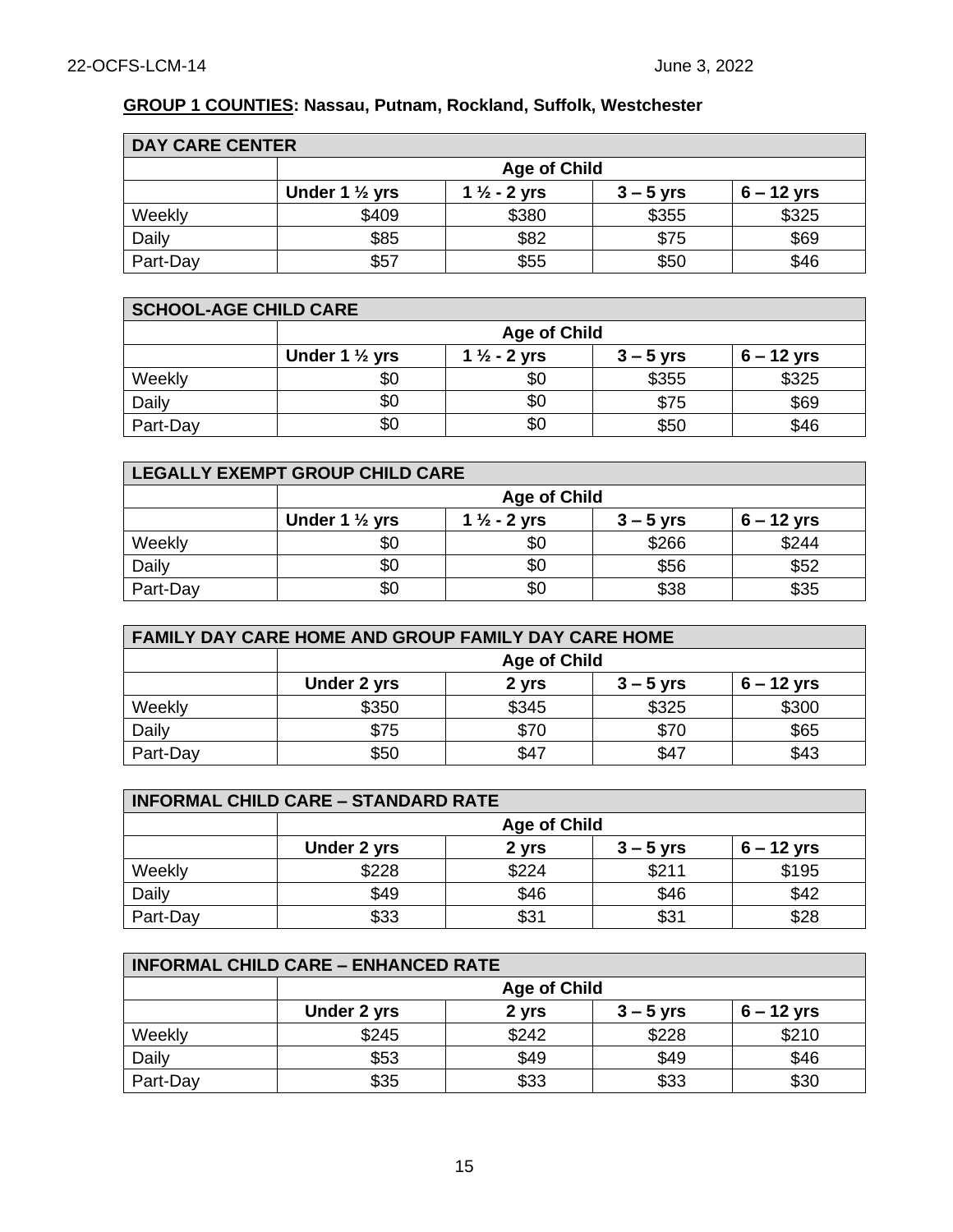**GROUP 1 COUNTIES: Nassau, Putnam, Rockland, Suffolk, Westchester**

| DAY CARE CENTER | | | | |
|---|---|---|---|---|
| | Age of Child | | | |
| | Under 1 ½ yrs | 1 ½ - 2 yrs | 3 – 5 yrs | 6 – 12 yrs |
| Weekly | $409 | $380 | $355 | $325 |
| Daily | $85 | $82 | $75 | $69 |
| Part-Day | $57 | $55 | $50 | $46 |

| SCHOOL-AGE CHILD CARE | | | | |
|---|---|---|---|---|
| | Age of Child | | | |
| | Under 1 ½ yrs | 1 ½ - 2 yrs | 3 – 5 yrs | 6 – 12 yrs |
| Weekly | $0 | $0 | $355 | $325 |
| Daily | $0 | $0 | $75 | $69 |
| Part-Day | $0 | $0 | $50 | $46 |

| LEGALLY EXEMPT GROUP CHILD CARE | | | | |
|---|---|---|---|---|
| | Age of Child | | | |
| | Under 1 ½ yrs | 1 ½ - 2 yrs | 3 – 5 yrs | 6 – 12 yrs |
| Weekly | $0 | $0 | $266 | $244 |
| Daily | $0 | $0 | $56 | $52 |
| Part-Day | $0 | $0 | $38 | $35 |

| FAMILY DAY CARE HOME AND GROUP FAMILY DAY CARE HOME | | | | |
|---|---|---|---|---|
| | Age of Child | | | |
| | Under 2 yrs | 2 yrs | 3 – 5 yrs | 6 – 12 yrs |
| Weekly | $350 | $345 | $325 | $300 |
| Daily | $75 | $70 | $70 | $65 |
| Part-Day | $50 | $47 | $47 | $43 |

| INFORMAL CHILD CARE – STANDARD RATE | | | | |
|---|---|---|---|---|
| | Age of Child | | | |
| | Under 2 yrs | 2 yrs | 3 – 5 yrs | 6 – 12 yrs |
| Weekly | $228 | $224 | $211 | $195 |
| Daily | $49 | $46 | $46 | $42 |
| Part-Day | $33 | $31 | $31 | $28 |

| INFORMAL CHILD CARE – ENHANCED RATE | | | | |
|---|---|---|---|---|
| | Age of Child | | | |
| | Under 2 yrs | 2 yrs | 3 – 5 yrs | 6 – 12 yrs |
| Weekly | $245 | $242 | $228 | $210 |
| Daily | $53 | $49 | $49 | $46 |
| Part-Day | $35 | $33 | $33 | $30 |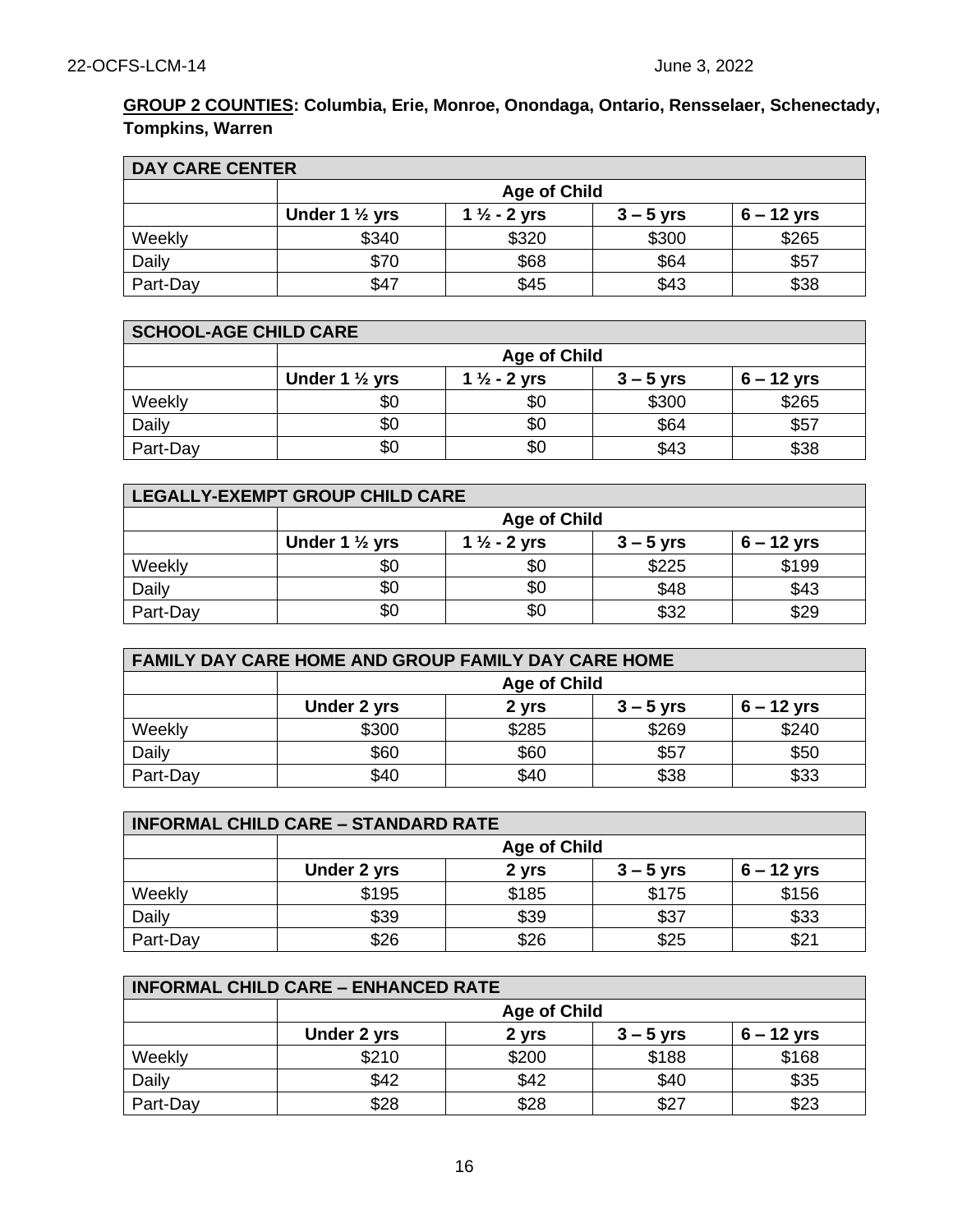**GROUP 2 COUNTIES: Columbia, Erie, Monroe, Onondaga, Ontario, Rensselaer, Schenectady, Tompkins, Warren**

| DAY CARE CENTER | | | | |
|---|---|---|---|---|
| | Age of Child | | | |
| | Under 1 ½ yrs | 1 ½ - 2 yrs | 3 – 5 yrs | 6 – 12 yrs |
| Weekly | $340 | $320 | $300 | $265 |
| Daily | $70 | $68 | $64 | $57 |
| Part-Day | $47 | $45 | $43 | $38 |

| SCHOOL-AGE CHILD CARE | | | | |
|---|---|---|---|---|
| | Age of Child | | | |
| | Under 1 ½ yrs | 1 ½ - 2 yrs | 3 – 5 yrs | 6 – 12 yrs |
| Weekly | $0 | $0 | $300 | $265 |
| Daily | $0 | $0 | $64 | $57 |
| Part-Day | $0 | $0 | $43 | $38 |

| LEGALLY-EXEMPT GROUP CHILD CARE | | | | |
|---|---|---|---|---|
| | Age of Child | | | |
| | Under 1 ½ yrs | 1 ½ - 2 yrs | 3 – 5 yrs | 6 – 12 yrs |
| Weekly | $0 | $0 | $225 | $199 |
| Daily | $0 | $0 | $48 | $43 |
| Part-Day | $0 | $0 | $32 | $29 |

| FAMILY DAY CARE HOME AND GROUP FAMILY DAY CARE HOME | | | | |
|---|---|---|---|---|
| | Age of Child | | | |
| | Under 2 yrs | 2 yrs | 3 – 5 yrs | 6 – 12 yrs |
| Weekly | $300 | $285 | $269 | $240 |
| Daily | $60 | $60 | $57 | $50 |
| Part-Day | $40 | $40 | $38 | $33 |

| INFORMAL CHILD CARE – STANDARD RATE | | | | |
|---|---|---|---|---|
| | Age of Child | | | |
| | Under 2 yrs | 2 yrs | 3 – 5 yrs | 6 – 12 yrs |
| Weekly | $195 | $185 | $175 | $156 |
| Daily | $39 | $39 | $37 | $33 |
| Part-Day | $26 | $26 | $25 | $21 |

| INFORMAL CHILD CARE – ENHANCED RATE | | | | |
|---|---|---|---|---|
| | Age of Child | | | |
| | Under 2 yrs | 2 yrs | 3 – 5 yrs | 6 – 12 yrs |
| Weekly | $210 | $200 | $188 | $168 |
| Daily | $42 | $42 | $40 | $35 |
| Part-Day | $28 | $28 | $27 | $23 |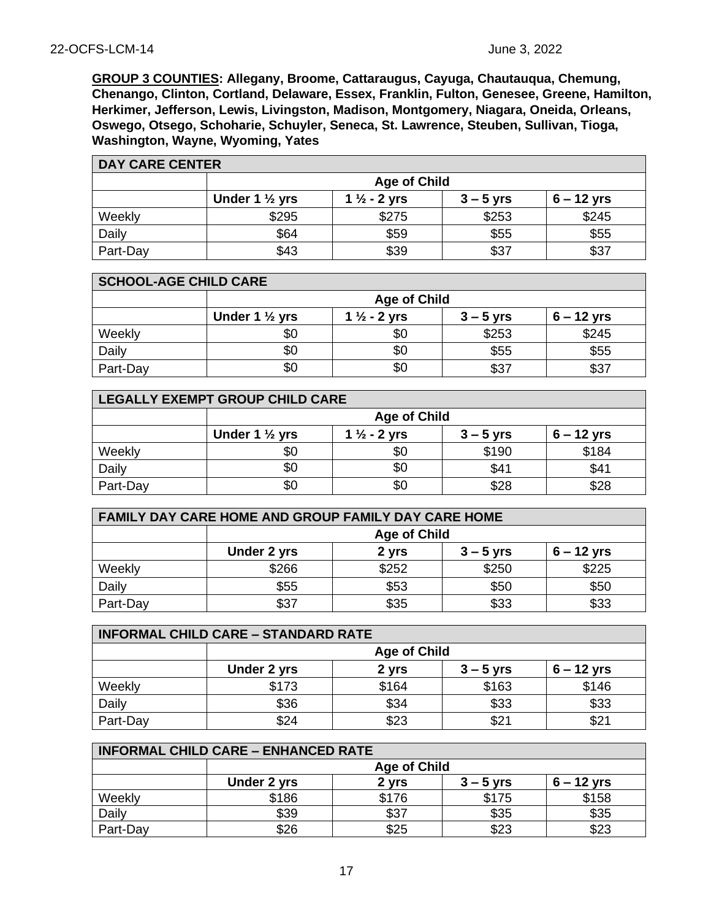**GROUP 3 COUNTIES: Allegany, Broome, Cattaraugus, Cayuga, Chautauqua, Chemung, Chenango, Clinton, Cortland, Delaware, Essex, Franklin, Fulton, Genesee, Greene, Hamilton, Herkimer, Jefferson, Lewis, Livingston, Madison, Montgomery, Niagara, Oneida, Orleans, Oswego, Otsego, Schoharie, Schuyler, Seneca, St. Lawrence, Steuben, Sullivan, Tioga, Washington, Wayne, Wyoming, Yates**

| DAY CARE CENTER | | | | |
|---|---|---|---|---|
| | Age of Child | | | |
| | Under 1 ½ yrs | 1 ½ - 2 yrs | 3 – 5 yrs | 6 – 12 yrs |
| Weekly | $295 | $275 | $253 | $245 |
| Daily | $64 | $59 | $55 | $55 |
| Part-Day | $43 | $39 | $37 | $37 |

| SCHOOL-AGE CHILD CARE | | | | |
|---|---|---|---|---|
| | Age of Child | | | |
| | Under 1 ½ yrs | 1 ½ - 2 yrs | 3 – 5 yrs | 6 – 12 yrs |
| Weekly | $0 | $0 | $253 | $245 |
| Daily | $0 | $0 | $55 | $55 |
| Part-Day | $0 | $0 | $37 | $37 |

| LEGALLY EXEMPT GROUP CHILD CARE | | | | |
|---|---|---|---|---|
| | Age of Child | | | |
| | Under 1 ½ yrs | 1 ½ - 2 yrs | 3 – 5 yrs | 6 – 12 yrs |
| Weekly | $0 | $0 | $190 | $184 |
| Daily | $0 | $0 | $41 | $41 |
| Part-Day | $0 | $0 | $28 | $28 |

| FAMILY DAY CARE HOME AND GROUP FAMILY DAY CARE HOME | | | | |
|---|---|---|---|---|
| | Age of Child | | | |
| | Under 2 yrs | 2 yrs | 3 – 5 yrs | 6 – 12 yrs |
| Weekly | $266 | $252 | $250 | $225 |
| Daily | $55 | $53 | $50 | $50 |
| Part-Day | $37 | $35 | $33 | $33 |

| INFORMAL CHILD CARE – STANDARD RATE | | | | |
|---|---|---|---|---|
| | Age of Child | | | |
| | Under 2 yrs | 2 yrs | 3 – 5 yrs | 6 – 12 yrs |
| Weekly | $173 | $164 | $163 | $146 |
| Daily | $36 | $34 | $33 | $33 |
| Part-Day | $24 | $23 | $21 | $21 |

| INFORMAL CHILD CARE – ENHANCED RATE | | | | |
|---|---|---|---|---|
| | Age of Child | | | |
| | Under 2 yrs | 2 yrs | 3 – 5 yrs | 6 – 12 yrs |
| Weekly | $186 | $176 | $175 | $158 |
| Daily | $39 | $37 | $35 | $35 |
| Part-Day | $26 | $25 | $23 | $23 |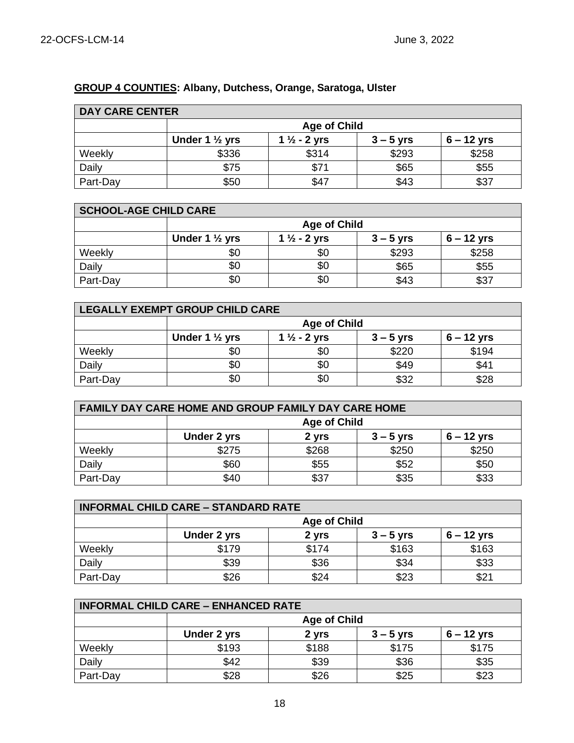**<u>GROUP 4 COUNTIES</u>: Albany, Dutchess, Orange, Saratoga, Ulster**

| DAY CARE CENTER | | | | |
|---|---|---|---|---|
| | Age of Child | | | |
| | Under 1 ½ yrs | 1 ½ - 2 yrs | 3 – 5 yrs | 6 – 12 yrs |
| Weekly | $336 | $314 | $293 | $258 |
| Daily | $75 | $71 | $65 | $55 |
| Part-Day | $50 | $47 | $43 | $37 |

| SCHOOL-AGE CHILD CARE | | | | |
|---|---|---|---|---|
| | Age of Child | | | |
| | Under 1 ½ yrs | 1 ½ - 2 yrs | 3 – 5 yrs | 6 – 12 yrs |
| Weekly | $0 | $0 | $293 | $258 |
| Daily | $0 | $0 | $65 | $55 |
| Part-Day | $0 | $0 | $43 | $37 |

| LEGALLY EXEMPT GROUP CHILD CARE | | | | |
|---|---|---|---|---|
| | Age of Child | | | |
| | Under 1 ½ yrs | 1 ½ - 2 yrs | 3 – 5 yrs | 6 – 12 yrs |
| Weekly | $0 | $0 | $220 | $194 |
| Daily | $0 | $0 | $49 | $41 |
| Part-Day | $0 | $0 | $32 | $28 |

| FAMILY DAY CARE HOME AND GROUP FAMILY DAY CARE HOME | | | | |
|---|---|---|---|---|
| | Age of Child | | | |
| | Under 2 yrs | 2 yrs | 3 – 5 yrs | 6 – 12 yrs |
| Weekly | $275 | $268 | $250 | $250 |
| Daily | $60 | $55 | $52 | $50 |
| Part-Day | $40 | $37 | $35 | $33 |

| INFORMAL CHILD CARE – STANDARD RATE | | | | |
|---|---|---|---|---|
| | Age of Child | | | |
| | Under 2 yrs | 2 yrs | 3 – 5 yrs | 6 – 12 yrs |
| Weekly | $179 | $174 | $163 | $163 |
| Daily | $39 | $36 | $34 | $33 |
| Part-Day | $26 | $24 | $23 | $21 |

| INFORMAL CHILD CARE – ENHANCED RATE | | | | |
|---|---|---|---|---|
| | Age of Child | | | |
| | Under 2 yrs | 2 yrs | 3 – 5 yrs | 6 – 12 yrs |
| Weekly | $193 | $188 | $175 | $175 |
| Daily | $42 | $39 | $36 | $35 |
| Part-Day | $28 | $26 | $25 | $23 |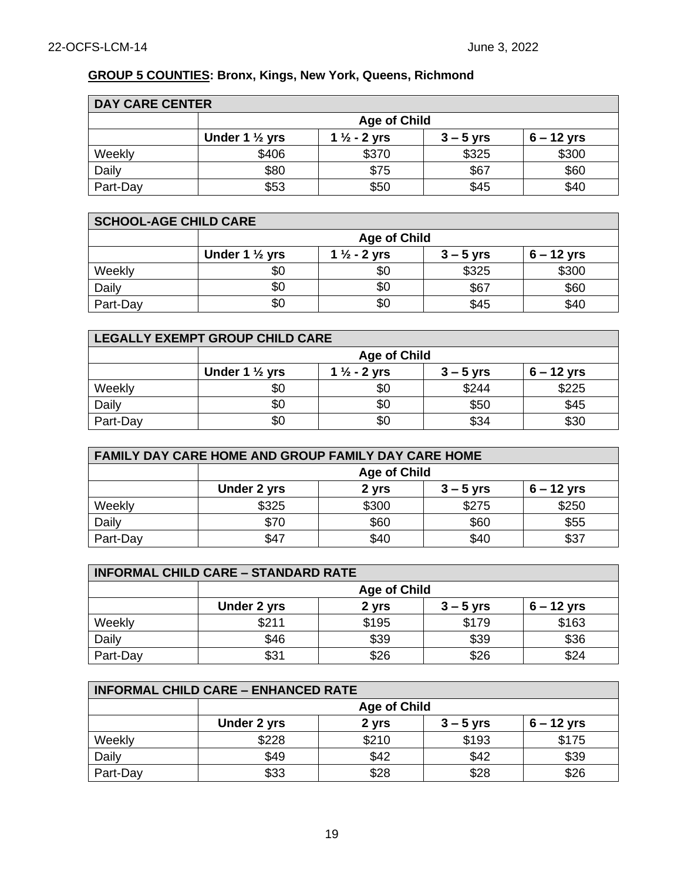**GROUP 5 COUNTIES: Bronx, Kings, New York, Queens, Richmond**

| DAY CARE CENTER | | | | |
|---|---|---|---|---|
| | Age of Child | | | |
| | Under 1 ½ yrs | 1 ½ - 2 yrs | 3 – 5 yrs | 6 – 12 yrs |
| Weekly | $406 | $370 | $325 | $300 |
| Daily | $80 | $75 | $67 | $60 |
| Part-Day | $53 | $50 | $45 | $40 |

| SCHOOL-AGE CHILD CARE | | | | |
|---|---|---|---|---|
| | Age of Child | | | |
| | Under 1 ½ yrs | 1 ½ - 2 yrs | 3 – 5 yrs | 6 – 12 yrs |
| Weekly | $0 | $0 | $325 | $300 |
| Daily | $0 | $0 | $67 | $60 |
| Part-Day | $0 | $0 | $45 | $40 |

| LEGALLY EXEMPT GROUP CHILD CARE | | | | |
|---|---|---|---|---|
| | Age of Child | | | |
| | Under 1 ½ yrs | 1 ½ - 2 yrs | 3 – 5 yrs | 6 – 12 yrs |
| Weekly | $0 | $0 | $244 | $225 |
| Daily | $0 | $0 | $50 | $45 |
| Part-Day | $0 | $0 | $34 | $30 |

| FAMILY DAY CARE HOME AND GROUP FAMILY DAY CARE HOME | | | | |
|---|---|---|---|---|
| | Age of Child | | | |
| | Under 2 yrs | 2 yrs | 3 – 5 yrs | 6 – 12 yrs |
| Weekly | $325 | $300 | $275 | $250 |
| Daily | $70 | $60 | $60 | $55 |
| Part-Day | $47 | $40 | $40 | $37 |

| INFORMAL CHILD CARE – STANDARD RATE | | | | |
|---|---|---|---|---|
| | Age of Child | | | |
| | Under 2 yrs | 2 yrs | 3 – 5 yrs | 6 – 12 yrs |
| Weekly | $211 | $195 | $179 | $163 |
| Daily | $46 | $39 | $39 | $36 |
| Part-Day | $31 | $26 | $26 | $24 |

| INFORMAL CHILD CARE – ENHANCED RATE | | | | |
|---|---|---|---|---|
| | Age of Child | | | |
| | Under 2 yrs | 2 yrs | 3 – 5 yrs | 6 – 12 yrs |
| Weekly | $228 | $210 | $193 | $175 |
| Daily | $49 | $42 | $42 | $39 |
| Part-Day | $33 | $28 | $28 | $26 |